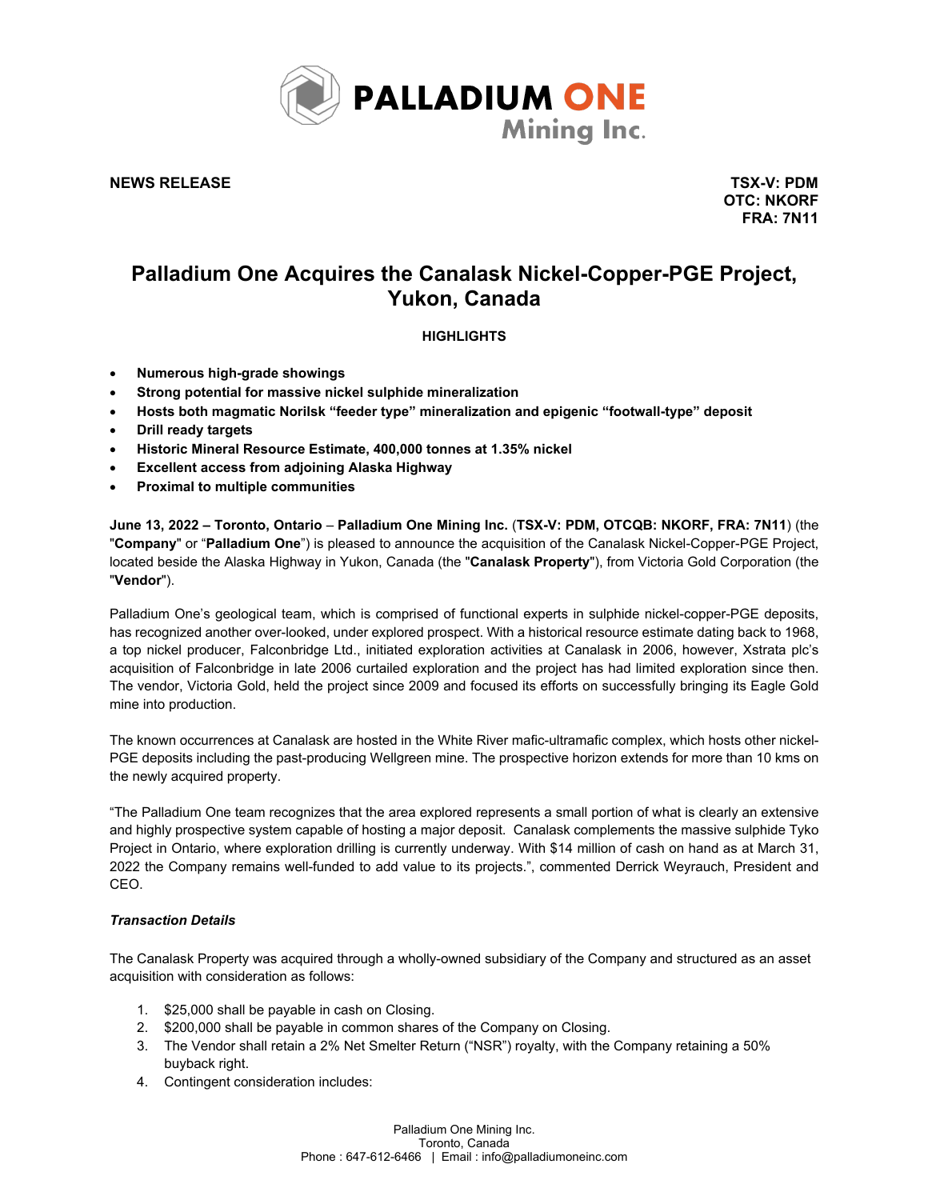**PALLADIUM ONE**
**Mining Inc.**

**NEWS RELEASE**

**TSX-V: PDM**
**OTC: NKORF**
**FRA: 7N11**

# Palladium One Acquires the Canalask Nickel-Copper-PGE Project, Yukon, Canada

**HIGHLIGHTS**

- **Numerous high-grade showings**
- **Strong potential for massive nickel sulphide mineralization**
- **Hosts both magmatic Norilsk "feeder type" mineralization and epigenic "footwall-type" deposit**
- **Drill ready targets**
- **Historic Mineral Resource Estimate, 400,000 tonnes at 1.35% nickel**
- **Excellent access from adjoining Alaska Highway**
- **Proximal to multiple communities**

**June 13, 2022 – Toronto, Ontario** – **Palladium One Mining Inc.** (**TSX-V: PDM, OTCQB: NKORF, FRA: 7N11**) (the "**Company**" or "**Palladium One**") is pleased to announce the acquisition of the Canalask Nickel-Copper-PGE Project, located beside the Alaska Highway in Yukon, Canada (the "**Canalask Property**"), from Victoria Gold Corporation (the "**Vendor**").

Palladium One's geological team, which is comprised of functional experts in sulphide nickel-copper-PGE deposits, has recognized another over-looked, under explored prospect. With a historical resource estimate dating back to 1968, a top nickel producer, Falconbridge Ltd., initiated exploration activities at Canalask in 2006, however, Xstrata plc's acquisition of Falconbridge in late 2006 curtailed exploration and the project has had limited exploration since then. The vendor, Victoria Gold, held the project since 2009 and focused its efforts on successfully bringing its Eagle Gold mine into production.

The known occurrences at Canalask are hosted in the White River mafic-ultramafic complex, which hosts other nickel-PGE deposits including the past-producing Wellgreen mine. The prospective horizon extends for more than 10 kms on the newly acquired property.

"The Palladium One team recognizes that the area explored represents a small portion of what is clearly an extensive and highly prospective system capable of hosting a major deposit. Canalask complements the massive sulphide Tyko Project in Ontario, where exploration drilling is currently underway. With $14 million of cash on hand as at March 31, 2022 the Company remains well-funded to add value to its projects.", commented Derrick Weyrauch, President and CEO.

### *Transaction Details*

The Canalask Property was acquired through a wholly-owned subsidiary of the Company and structured as an asset acquisition with consideration as follows:

1. $25,000 shall be payable in cash on Closing.
2. $200,000 shall be payable in common shares of the Company on Closing.
3. The Vendor shall retain a 2% Net Smelter Return ("NSR") royalty, with the Company retaining a 50% buyback right.
4. Contingent consideration includes:

Palladium One Mining Inc.
Toronto, Canada
Phone : 647-612-6466 | Email : info@palladiumoneinc.com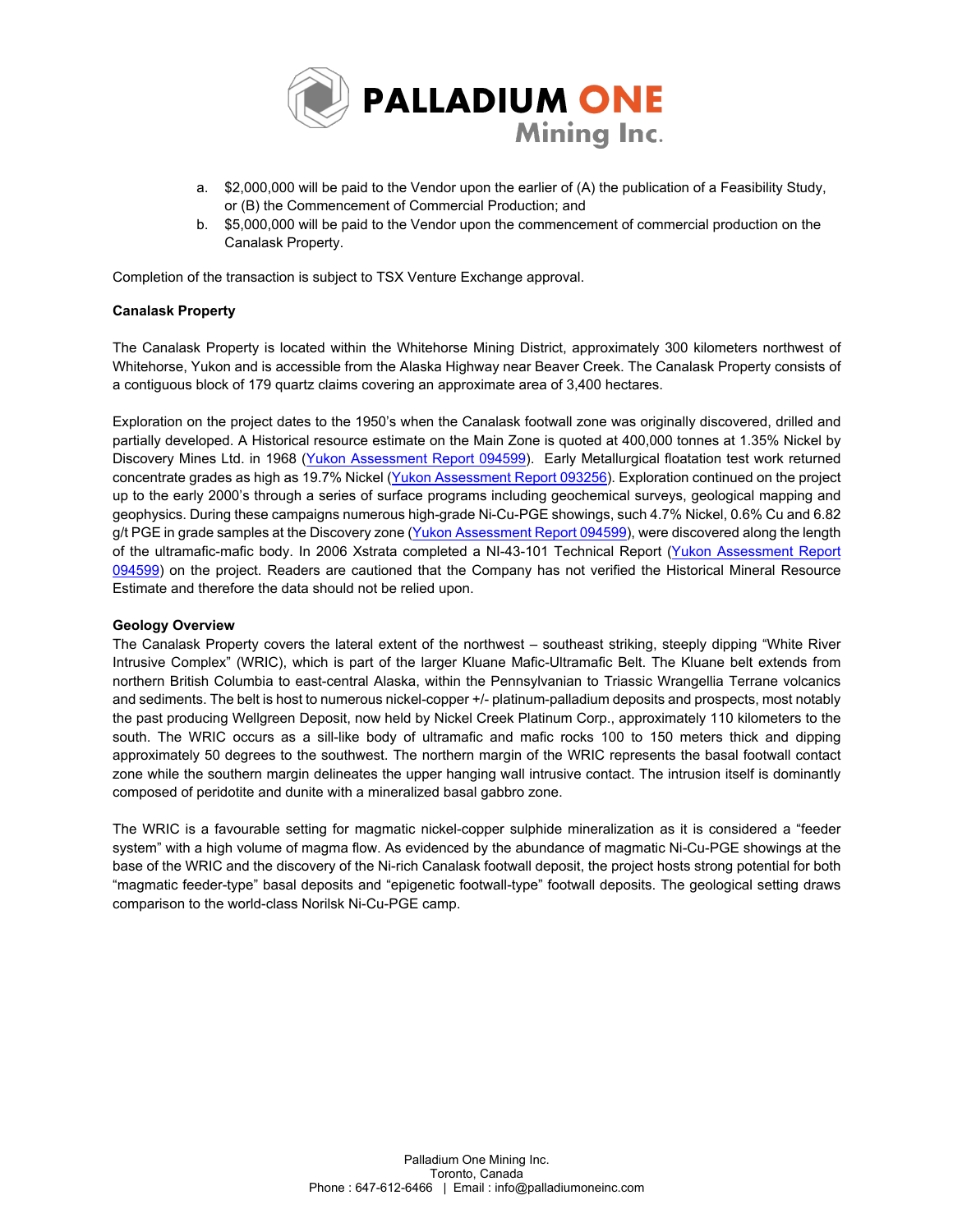a. $2,000,000 will be paid to the Vendor upon the earlier of (A) the publication of a Feasibility Study, or (B) the Commencement of Commercial Production; and
b. $5,000,000 will be paid to the Vendor upon the commencement of commercial production on the Canalask Property.

Completion of the transaction is subject to TSX Venture Exchange approval.

**Canalask Property**

The Canalask Property is located within the Whitehorse Mining District, approximately 300 kilometers northwest of Whitehorse, Yukon and is accessible from the Alaska Highway near Beaver Creek. The Canalask Property consists of a contiguous block of 179 quartz claims covering an approximate area of 3,400 hectares.

Exploration on the project dates to the 1950's when the Canalask footwall zone was originally discovered, drilled and partially developed. A Historical resource estimate on the Main Zone is quoted at 400,000 tonnes at 1.35% Nickel by Discovery Mines Ltd. in 1968 (Yukon Assessment Report 094599). Early Metallurgical floatation test work returned concentrate grades as high as 19.7% Nickel (Yukon Assessment Report 093256). Exploration continued on the project up to the early 2000's through a series of surface programs including geochemical surveys, geological mapping and geophysics. During these campaigns numerous high-grade Ni-Cu-PGE showings, such 4.7% Nickel, 0.6% Cu and 6.82 g/t PGE in grade samples at the Discovery zone (Yukon Assessment Report 094599), were discovered along the length of the ultramafic-mafic body. In 2006 Xstrata completed a NI-43-101 Technical Report (Yukon Assessment Report 094599) on the project. Readers are cautioned that the Company has not verified the Historical Mineral Resource Estimate and therefore the data should not be relied upon.

**Geology Overview**

The Canalask Property covers the lateral extent of the northwest – southeast striking, steeply dipping "White River Intrusive Complex" (WRIC), which is part of the larger Kluane Mafic-Ultramafic Belt. The Kluane belt extends from northern British Columbia to east-central Alaska, within the Pennsylvanian to Triassic Wrangellia Terrane volcanics and sediments. The belt is host to numerous nickel-copper +/- platinum-palladium deposits and prospects, most notably the past producing Wellgreen Deposit, now held by Nickel Creek Platinum Corp., approximately 110 kilometers to the south. The WRIC occurs as a sill-like body of ultramafic and mafic rocks 100 to 150 meters thick and dipping approximately 50 degrees to the southwest. The northern margin of the WRIC represents the basal footwall contact zone while the southern margin delineates the upper hanging wall intrusive contact. The intrusion itself is dominantly composed of peridotite and dunite with a mineralized basal gabbro zone.

The WRIC is a favourable setting for magmatic nickel-copper sulphide mineralization as it is considered a "feeder system" with a high volume of magma flow. As evidenced by the abundance of magmatic Ni-Cu-PGE showings at the base of the WRIC and the discovery of the Ni-rich Canalask footwall deposit, the project hosts strong potential for both "magmatic feeder-type" basal deposits and "epigenetic footwall-type" footwall deposits. The geological setting draws comparison to the world-class Norilsk Ni-Cu-PGE camp.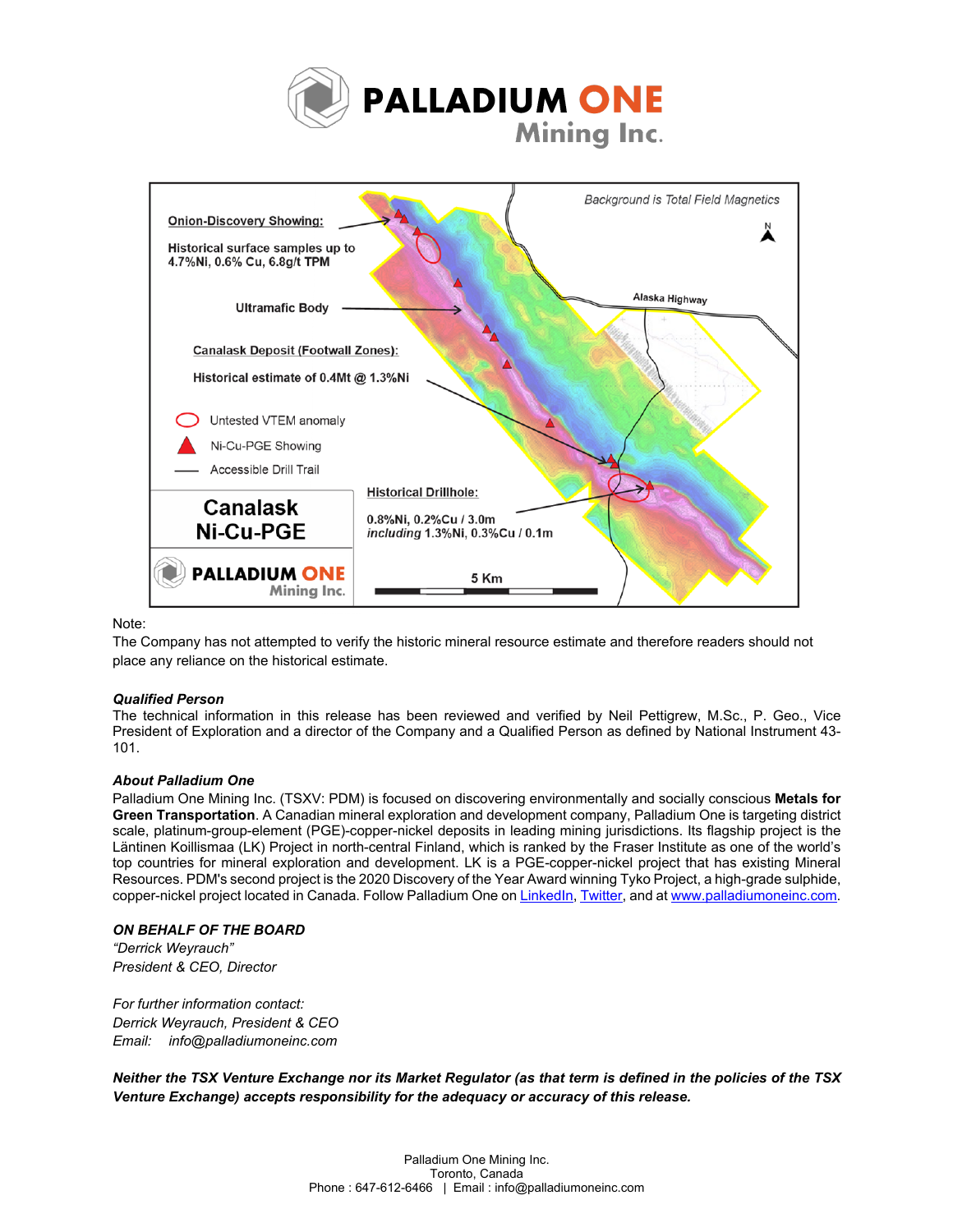Note:
The Company has not attempted to verify the historic mineral resource estimate and therefore readers should not place any reliance on the historical estimate.

***Qualified Person***

The technical information in this release has been reviewed and verified by Neil Pettigrew, M.Sc., P. Geo., Vice President of Exploration and a director of the Company and a Qualified Person as defined by National Instrument 43-101.

***About Palladium One***

Palladium One Mining Inc. (TSXV: PDM) is focused on discovering environmentally and socially conscious **Metals for Green Transportation**. A Canadian mineral exploration and development company, Palladium One is targeting district scale, platinum-group-element (PGE)-copper-nickel deposits in leading mining jurisdictions. Its flagship project is the Läntinen Koillismaa (LK) Project in north-central Finland, which is ranked by the Fraser Institute as one of the world's top countries for mineral exploration and development. LK is a PGE-copper-nickel project that has existing Mineral Resources. PDM's second project is the 2020 Discovery of the Year Award winning Tyko Project, a high-grade sulphide, copper-nickel project located in Canada. Follow Palladium One on [LinkedIn](), [Twitter](), and at [www.palladiumoneinc.com]().

***ON BEHALF OF THE BOARD***

*"Derrick Weyrauch"*
*President & CEO, Director*

*For further information contact:*
*Derrick Weyrauch, President & CEO*
*Email: info@palladiumoneinc.com*

***Neither the TSX Venture Exchange nor its Market Regulator (as that term is defined in the policies of the TSX Venture Exchange) accepts responsibility for the adequacy or accuracy of this release.***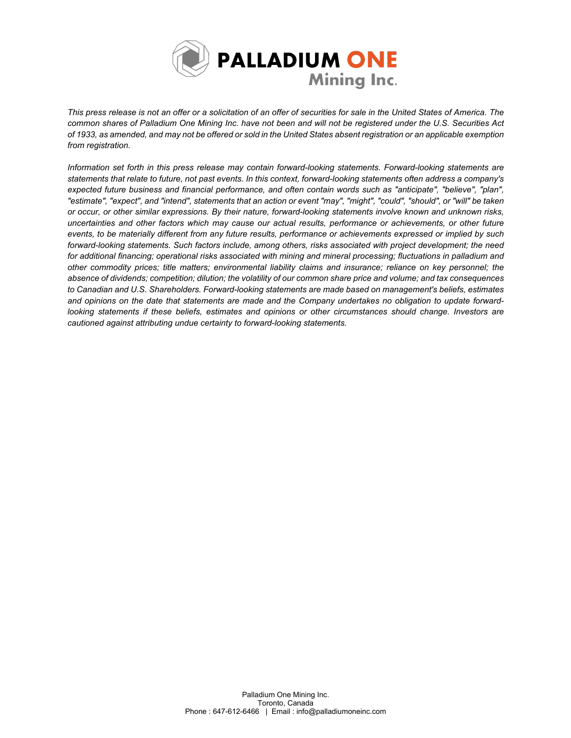*This press release is not an offer or a solicitation of an offer of securities for sale in the United States of America. The common shares of Palladium One Mining Inc. have not been and will not be registered under the U.S. Securities Act of 1933, as amended, and may not be offered or sold in the United States absent registration or an applicable exemption from registration.*

*Information set forth in this press release may contain forward-looking statements. Forward-looking statements are statements that relate to future, not past events. In this context, forward-looking statements often address a company's expected future business and financial performance, and often contain words such as "anticipate", "believe", "plan", "estimate", "expect", and "intend", statements that an action or event "may", "might", "could", "should", or "will" be taken or occur, or other similar expressions. By their nature, forward-looking statements involve known and unknown risks, uncertainties and other factors which may cause our actual results, performance or achievements, or other future events, to be materially different from any future results, performance or achievements expressed or implied by such forward-looking statements. Such factors include, among others, risks associated with project development; the need for additional financing; operational risks associated with mining and mineral processing; fluctuations in palladium and other commodity prices; title matters; environmental liability claims and insurance; reliance on key personnel; the absence of dividends; competition; dilution; the volatility of our common share price and volume; and tax consequences to Canadian and U.S. Shareholders. Forward-looking statements are made based on management's beliefs, estimates and opinions on the date that statements are made and the Company undertakes no obligation to update forward-looking statements if these beliefs, estimates and opinions or other circumstances should change. Investors are cautioned against attributing undue certainty to forward-looking statements.*

Palladium One Mining Inc.
Toronto, Canada
Phone : 647-612-6466 | Email : info@palladiumoneinc.com